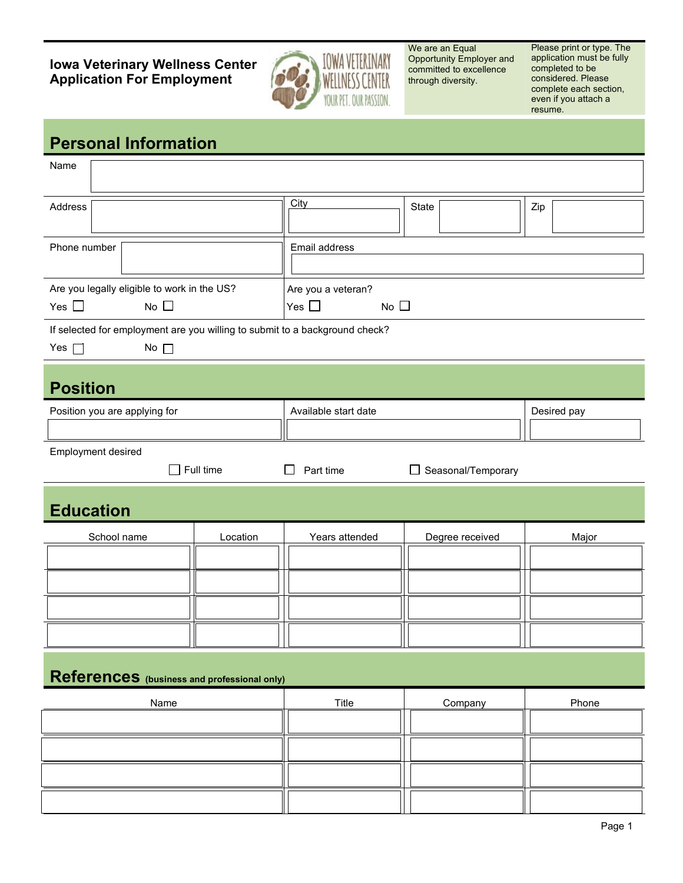# Iowa Veterinary Wellness Center Application For Employment

We are an Equal Opportunity Employer and committed to excellence through diversity.

Please print or type. The application must be fully completed to be considered. Please complete each section, even if you attach a resume.

## Personal Information

Name

| Address | City | State | Zip |
|---|---|---|---|
| | | | |

| Phone number | Email address |
|---|---|
| | |

Are you legally eligible to work in the US?
Yes ☐ No ☐

Are you a veteran?
Yes ☐ No ☐

If selected for employment are you willing to submit to a background check?
Yes ☐ No ☐

## Position

| Position you are applying for | Available start date | Desired pay |
|---|---|---|
| | | |

Employment desired

☐ Full time ☐ Part time ☐ Seasonal/Temporary

## Education

| School name | Location | Years attended | Degree received | Major |
|---|---|---|---|---|
| | | | | |
| | | | | |
| | | | | |
| | | | | |

## References (business and professional only)

| Name | Title | Company | Phone |
|---|---|---|---|
| | | | |
| | | | |
| | | | |
| | | | |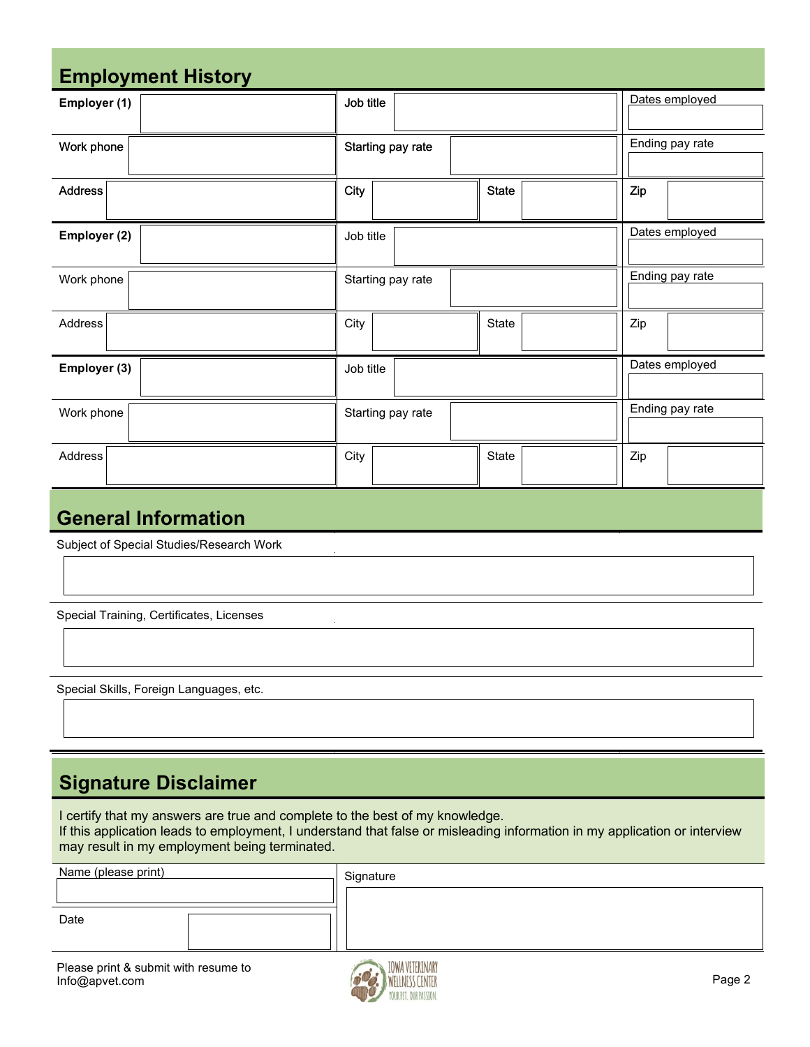## Employment History

| | | | | | | | |
|---|---|---|---|---|---|---|---|
| **Employer (1)** | | Job title | | | | Dates employed | |
| Work phone | | Starting pay rate | | | | Ending pay rate | |
| Address | | City | | State | | Zip | |
| **Employer (2)** | | Job title | | | | Dates employed | |
| Work phone | | Starting pay rate | | | | Ending pay rate | |
| Address | | City | | State | | Zip | |
| **Employer (3)** | | Job title | | | | Dates employed | |
| Work phone | | Starting pay rate | | | | Ending pay rate | |
| Address | | City | | State | | Zip | |

## General Information

Subject of Special Studies/Research Work

Special Training, Certificates, Licenses

Special Skills, Foreign Languages, etc.

## Signature Disclaimer

I certify that my answers are true and complete to the best of my knowledge.
If this application leads to employment, I understand that false or misleading information in my application or interview may result in my employment being terminated.

| | | |
|---|---|---|
| Name (please print) | | Signature |
| Date | | |

Please print & submit with resume to Info@apvet.com

IOWA VETERINARY WELLNESS CENTER
YOUR PET. OUR PASSION.